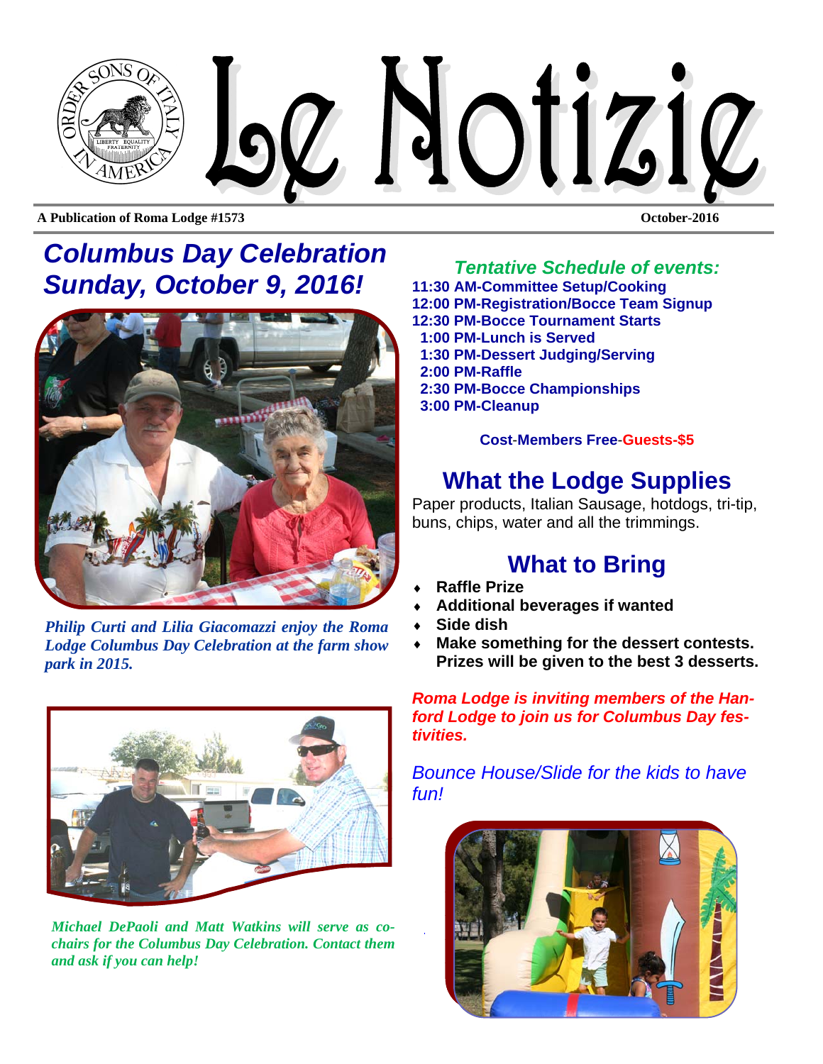# Le Notizie

**A Publication of Roma Lodge #1573** **October-2016**

## *Columbus Day Celebration Sunday, October 9, 2016!*

*Philip Curti and Lilia Giacomazzi enjoy the Roma Lodge Columbus Day Celebration at the farm show park in 2015.*

*Michael DePaoli and Matt Watkins will serve as co-chairs for the Columbus Day Celebration. Contact them and ask if you can help!*

### *Tentative Schedule of events:*

**11:30 AM-Committee Setup/Cooking**
**12:00 PM-Registration/Bocce Team Signup**
**12:30 PM-Bocce Tournament Starts**
**1:00 PM-Lunch is Served**
**1:30 PM-Dessert Judging/Serving**
**2:00 PM-Raffle**
**2:30 PM-Bocce Championships**
**3:00 PM-Cleanup**

**Cost-Members Free-Guests-$5**

## What the Lodge Supplies

Paper products, Italian Sausage, hotdogs, tri-tip, buns, chips, water and all the trimmings.

## What to Bring

- **Raffle Prize**
- **Additional beverages if wanted**
- **Side dish**
- **Make something for the dessert contests. Prizes will be given to the best 3 desserts.**

***Roma Lodge is inviting members of the Hanford Lodge to join us for Columbus Day festivities.***

*Bounce House/Slide for the kids to have fun!*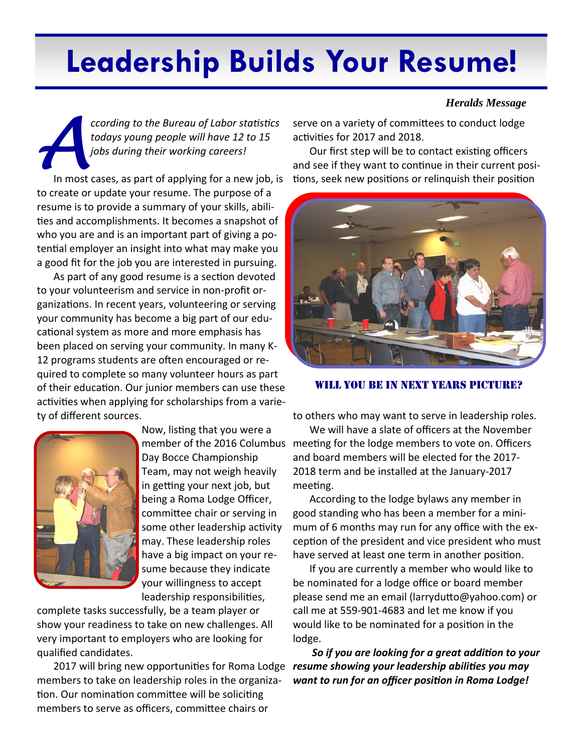# Leadership Builds Your Resume!

***Heralds Message***

*According to the Bureau of Labor statistics todays young people will have 12 to 15 jobs during their working careers!*

In most cases, as part of applying for a new job, is to create or update your resume. The purpose of a resume is to provide a summary of your skills, abilities and accomplishments. It becomes a snapshot of who you are and is an important part of giving a potential employer an insight into what may make you a good fit for the job you are interested in pursuing.

As part of any good resume is a section devoted to your volunteerism and service in non-profit organizations. In recent years, volunteering or serving your community has become a big part of our educational system as more and more emphasis has been placed on serving your community. In many K-12 programs students are often encouraged or required to complete so many volunteer hours as part of their education. Our junior members can use these activities when applying for scholarships from a variety of different sources.

Now, listing that you were a member of the 2016 Columbus Day Bocce Championship Team, may not weigh heavily in getting your next job, but being a Roma Lodge Officer, committee chair or serving in some other leadership activity may. These leadership roles have a big impact on your resume because they indicate your willingness to accept leadership responsibilities, complete tasks successfully, be a team player or show your readiness to take on new challenges. All very important to employers who are looking for qualified candidates.

2017 will bring new opportunities for Roma Lodge members to take on leadership roles in the organization. Our nomination committee will be soliciting members to serve as officers, committee chairs or serve on a variety of committees to conduct lodge activities for 2017 and 2018.

Our first step will be to contact existing officers and see if they want to continue in their current positions, seek new positions or relinquish their position to others who may want to serve in leadership roles.

**WILL YOU BE IN NEXT YEARS PICTURE?**

We will have a slate of officers at the November meeting for the lodge members to vote on. Officers and board members will be elected for the 2017-2018 term and be installed at the January-2017 meeting.

According to the lodge bylaws any member in good standing who has been a member for a minimum of 6 months may run for any office with the exception of the president and vice president who must have served at least one term in another position.

If you are currently a member who would like to be nominated for a lodge office or board member please send me an email (larrydutto@yahoo.com) or call me at 559-901-4683 and let me know if you would like to be nominated for a position in the lodge.

***So if you are looking for a great addition to your resume showing your leadership abilities you may want to run for an officer position in Roma Lodge!***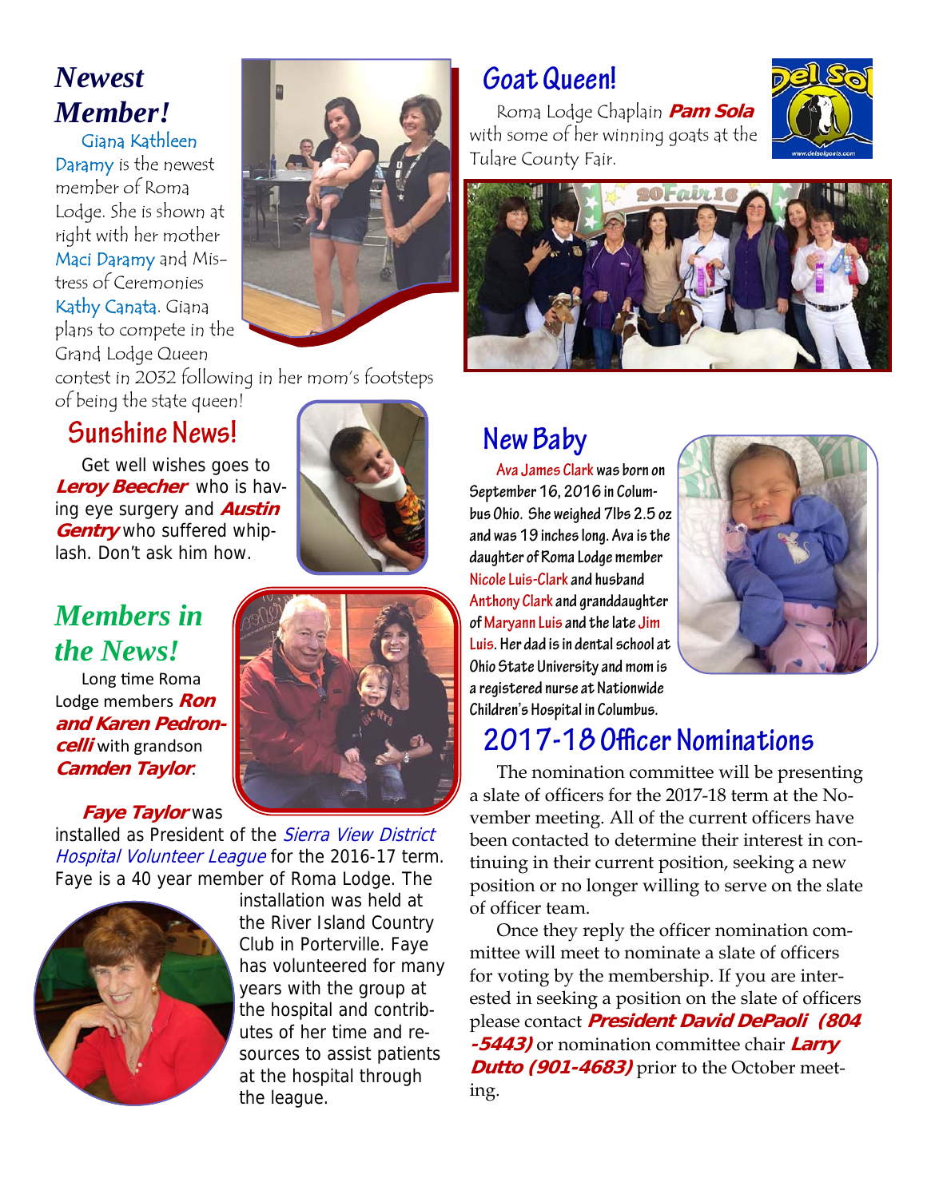## Newest Member!

Giana Kathleen Daramy is the newest member of Roma Lodge. She is shown at right with her mother Maci Daramy and Mistress of Ceremonies Kathy Canata. Giana plans to compete in the Grand Lodge Queen contest in 2032 following in her mom's footsteps of being the state queen!

## Sunshine News!

Get well wishes goes to ***Leroy Beecher*** who is having eye surgery and ***Austin Gentry*** who suffered whiplash. Don't ask him how.

## Members in the News!

Long time Roma Lodge members ***Ron and Karen Pedroncelli*** with grandson ***Camden Taylor***.

***Faye Taylor*** was installed as President of the *Sierra View District Hospital Volunteer League* for the 2016-17 term. Faye is a 40 year member of Roma Lodge. The installation was held at the River Island Country Club in Porterville. Faye has volunteered for many years with the group at the hospital and contributes of her time and resources to assist patients at the hospital through the league.

## Goat Queen!

Roma Lodge Chaplain ***Pam Sola*** with some of her winning goats at the Tulare County Fair.

## New Baby

Ava James Clark was born on September 16, 2016 in Columbus Ohio. She weighed 7lbs 2.5 oz and was 19 inches long. Ava is the daughter of Roma Lodge member Nicole Luis-Clark and husband Anthony Clark and granddaughter of Maryann Luis and the late Jim Luis. Her dad is in dental school at Ohio State University and mom is a registered nurse at Nationwide Children's Hospital in Columbus.

## 2017-18 Officer Nominations

The nomination committee will be presenting a slate of officers for the 2017-18 term at the November meeting. All of the current officers have been contacted to determine their interest in continuing in their current position, seeking a new position or no longer willing to serve on the slate of officer team.

Once they reply the officer nomination committee will meet to nominate a slate of officers for voting by the membership. If you are interested in seeking a position on the slate of officers please contact ***President David DePaoli (804-5443)*** or nomination committee chair ***Larry Dutto (901-4683)*** prior to the October meeting.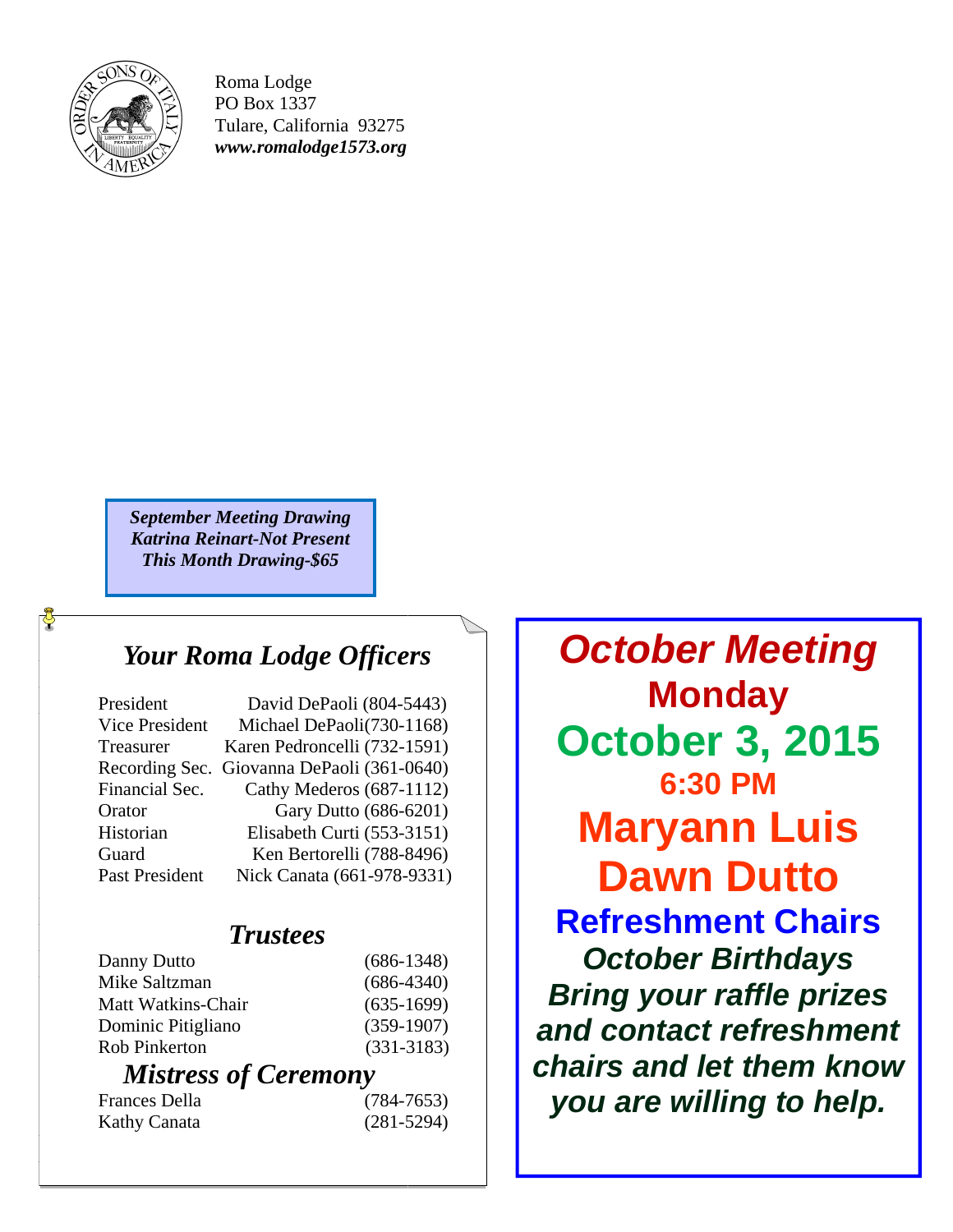Roma Lodge
PO Box 1337
Tulare, California 93275
***www.romalodge1573.org***

***September Meeting Drawing***
***Katrina Reinart-Not Present***
***This Month Drawing-$65***

## *Your Roma Lodge Officers*

| | |
|---|---|
| President | David DePaoli (804-5443) |
| Vice President | Michael DePaoli(730-1168) |
| Treasurer | Karen Pedroncelli (732-1591) |
| Recording Sec. | Giovanna DePaoli (361-0640) |
| Financial Sec. | Cathy Mederos (687-1112) |
| Orator | Gary Dutto (686-6201) |
| Historian | Elisabeth Curti (553-3151) |
| Guard | Ken Bertorelli (788-8496) |
| Past President | Nick Canata (661-978-9331) |

### *Trustees*

| | |
|---|---|
| Danny Dutto | (686-1348) |
| Mike Saltzman | (686-4340) |
| Matt Watkins-Chair | (635-1699) |
| Dominic Pitigliano | (359-1907) |
| Rob Pinkerton | (331-3183) |

### *Mistress of Ceremony*

| | |
|---|---|
| Frances Della | (784-7653) |
| Kathy Canata | (281-5294) |

## *October Meeting*

**Monday**

**October 3, 2015**

**6:30 PM**

**Maryann Luis**

**Dawn Dutto**

**Refreshment Chairs**

***October Birthdays***

***Bring your raffle prizes and contact refreshment chairs and let them know you are willing to help.***